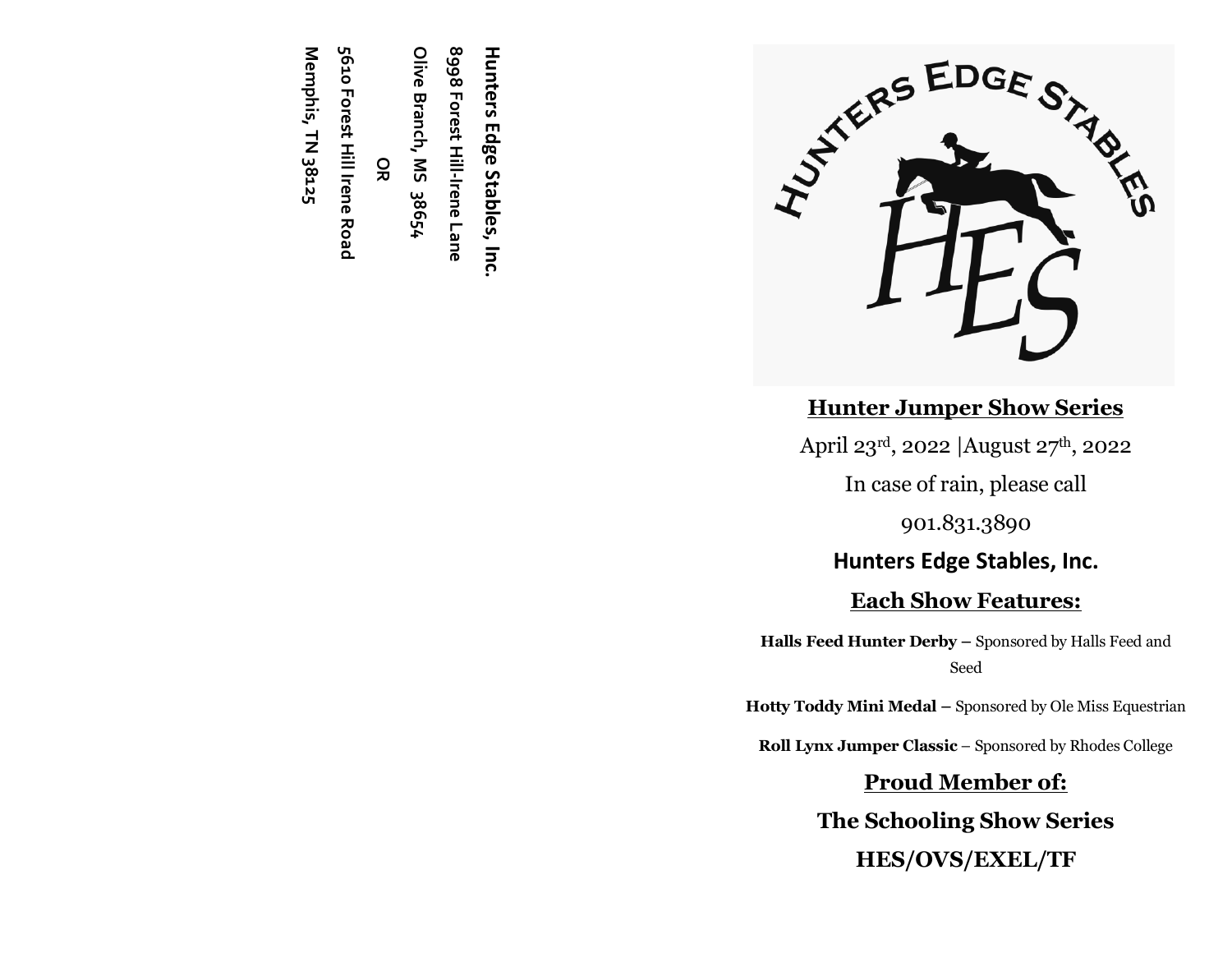Hunters Edge Stables, Inc.

8998 Forest Hill-Irene Lane

Olive Branch, MS 38654

OR

5610 Forest Hill Irene Road

Memphis, TN 38125

HUNTERS EDGE STABLES

HES

## Hunter Jumper Show Series

April 23rd, 2022 |August 27th, 2022

In case of rain, please call

901.831.3890

**Hunters Edge Stables, Inc.**

## Each Show Features:

**Halls Feed Hunter Derby –** Sponsored by Halls Feed and Seed

**Hotty Toddy Mini Medal –** Sponsored by Ole Miss Equestrian

**Roll Lynx Jumper Classic** – Sponsored by Rhodes College

## Proud Member of:

**The Schooling Show Series**

**HES/OVS/EXEL/TF**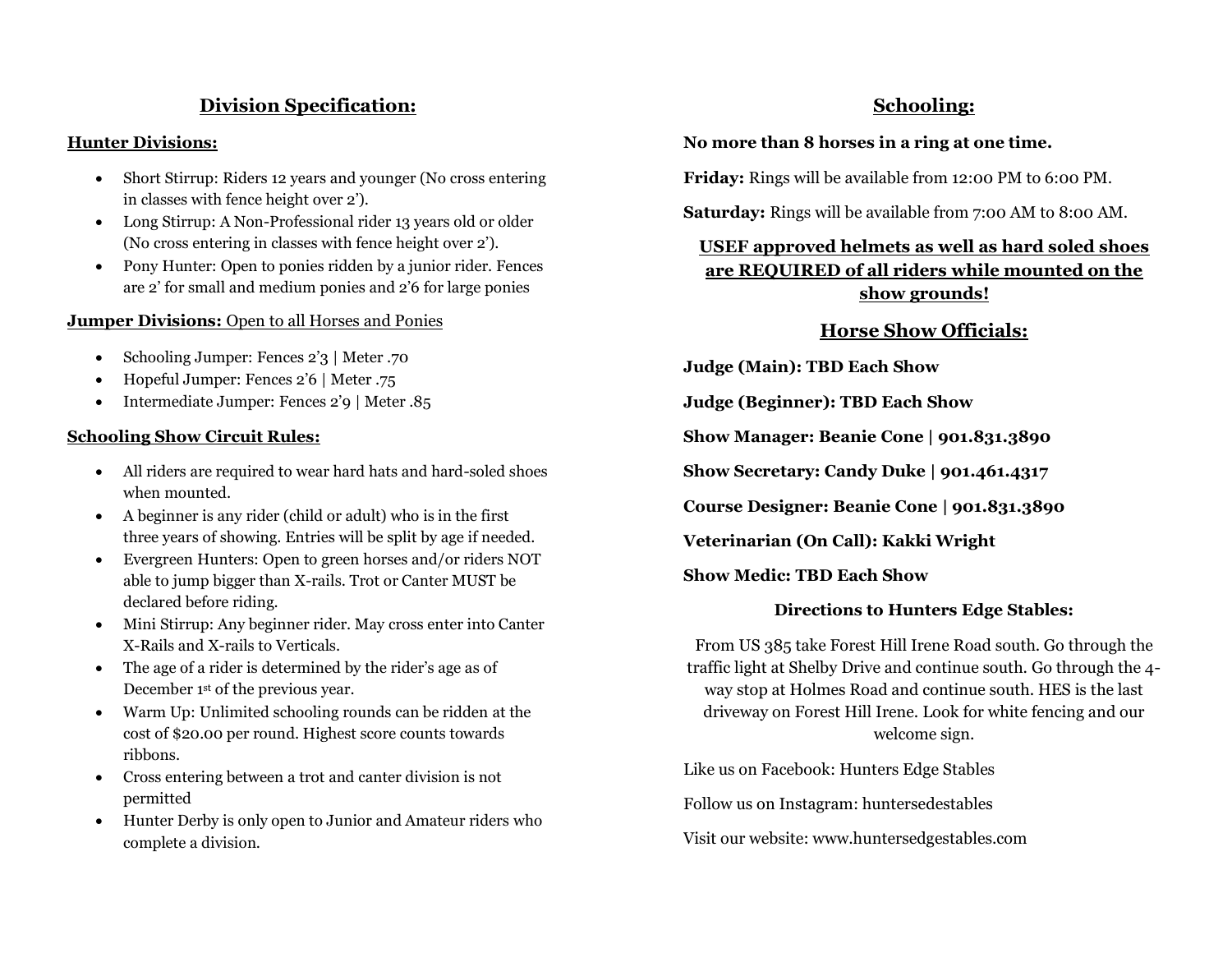## Division Specification:

### Hunter Divisions:

- Short Stirrup: Riders 12 years and younger (No cross entering in classes with fence height over 2').
- Long Stirrup: A Non-Professional rider 13 years old or older (No cross entering in classes with fence height over 2').
- Pony Hunter: Open to ponies ridden by a junior rider. Fences are 2' for small and medium ponies and 2'6 for large ponies

### **Jumper Divisions:** Open to all Horses and Ponies

- Schooling Jumper: Fences 2'3 | Meter .70
- Hopeful Jumper: Fences 2'6 | Meter .75
- Intermediate Jumper: Fences 2'9 | Meter .85

### Schooling Show Circuit Rules:

- All riders are required to wear hard hats and hard-soled shoes when mounted.
- A beginner is any rider (child or adult) who is in the first three years of showing. Entries will be split by age if needed.
- Evergreen Hunters: Open to green horses and/or riders NOT able to jump bigger than X-rails. Trot or Canter MUST be declared before riding.
- Mini Stirrup: Any beginner rider. May cross enter into Canter X-Rails and X-rails to Verticals.
- The age of a rider is determined by the rider's age as of December 1st of the previous year.
- Warm Up: Unlimited schooling rounds can be ridden at the cost of $20.00 per round. Highest score counts towards ribbons.
- Cross entering between a trot and canter division is not permitted
- Hunter Derby is only open to Junior and Amateur riders who complete a division.

## Schooling:

**No more than 8 horses in a ring at one time.**

**Friday:** Rings will be available from 12:00 PM to 6:00 PM.

**Saturday:** Rings will be available from 7:00 AM to 8:00 AM.

**USEF approved helmets as well as hard soled shoes are REQUIRED of all riders while mounted on the show grounds!**

## Horse Show Officials:

**Judge (Main): TBD Each Show**

**Judge (Beginner): TBD Each Show**

**Show Manager: Beanie Cone | 901.831.3890**

**Show Secretary: Candy Duke | 901.461.4317**

**Course Designer: Beanie Cone | 901.831.3890**

**Veterinarian (On Call): Kakki Wright**

**Show Medic: TBD Each Show**

**Directions to Hunters Edge Stables:**

From US 385 take Forest Hill Irene Road south. Go through the traffic light at Shelby Drive and continue south. Go through the 4-way stop at Holmes Road and continue south. HES is the last driveway on Forest Hill Irene. Look for white fencing and our welcome sign.

Like us on Facebook: Hunters Edge Stables

Follow us on Instagram: huntersedestables

Visit our website: www.huntersedgestables.com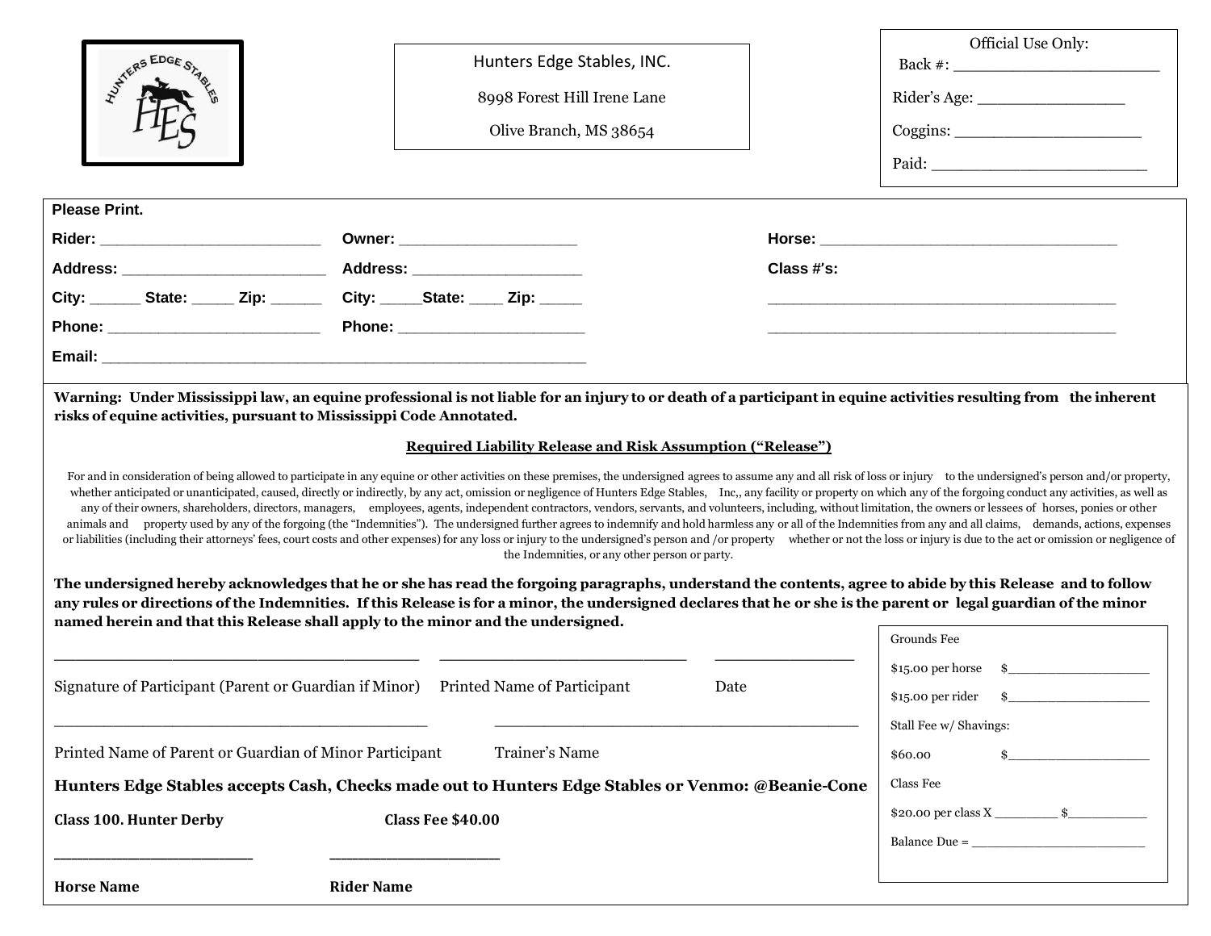Hunters Edge Stables, INC.

8998 Forest Hill Irene Lane

Olive Branch, MS 38654

Official Use Only:

Back #: ______________________

Rider's Age: ________________

Coggins: _____________________

Paid: _______________________

**Please Print.**

**Rider:** ________________________ **Owner:** ____________________ **Horse:** _________________________________

**Address:** ______________________ **Address:** ___________________ **Class #'s:**

**City:** _____ **State:** _____ **Zip:** ______ **City:** _____ **State:** ____ **Zip:** _____ ________________________________________

**Phone:** ________________________ **Phone:** _____________________ ________________________________________

**Email:** _______________________________________________________

**Warning: Under Mississippi law, an equine professional is not liable for an injury to or death of a participant in equine activities resulting from the inherent risks of equine activities, pursuant to Mississippi Code Annotated.**

**Required Liability Release and Risk Assumption ("Release")**

For and in consideration of being allowed to participate in any equine or other activities on these premises, the undersigned agrees to assume any and all risk of loss or injury to the undersigned's person and/or property, whether anticipated or unanticipated, caused, directly or indirectly, by any act, omission or negligence of Hunters Edge Stables, Inc,, any facility or property on which any of the forgoing conduct any activities, as well as any of their owners, shareholders, directors, managers, employees, agents, independent contractors, vendors, servants, and volunteers, including, without limitation, the owners or lessees of horses, ponies or other animals and property used by any of the forgoing (the "Indemnities"). The undersigned further agrees to indemnify and hold harmless any or all of the Indemnities from any and all claims, demands, actions, expenses or liabilities (including their attorneys' fees, court costs and other expenses) for any loss or injury to the undersigned's person and /or property whether or not the loss or injury is due to the act or omission or negligence of the Indemnities, or any other person or party.

**The undersigned hereby acknowledges that he or she has read the forgoing paragraphs, understand the contents, agree to abide by this Release and to follow any rules or directions of the Indemnities. If this Release is for a minor, the undersigned declares that he or she is the parent or legal guardian of the minor named herein and that this Release shall apply to the minor and the undersigned.**

_________________________________________ _____________________________ ________________

Signature of Participant (Parent or Guardian if Minor) Printed Name of Participant Date

__________________________________________ __________________________________________

Printed Name of Parent or Guardian of Minor Participant Trainer's Name

**Hunters Edge Stables accepts Cash, Checks made out to Hunters Edge Stables or Venmo: @Beanie-Cone**

**Class 100. Hunter Derby** **Class Fee $40.00**

________________________ ____________________

**Horse Name** **Rider Name**

Grounds Fee

$15.00 per horse $___________________

$15.00 per rider $___________________

Stall Fee w/ Shavings:

$60.00 $___________________

Class Fee

$20.00 per class X ________ $___________

Balance Due = ________________________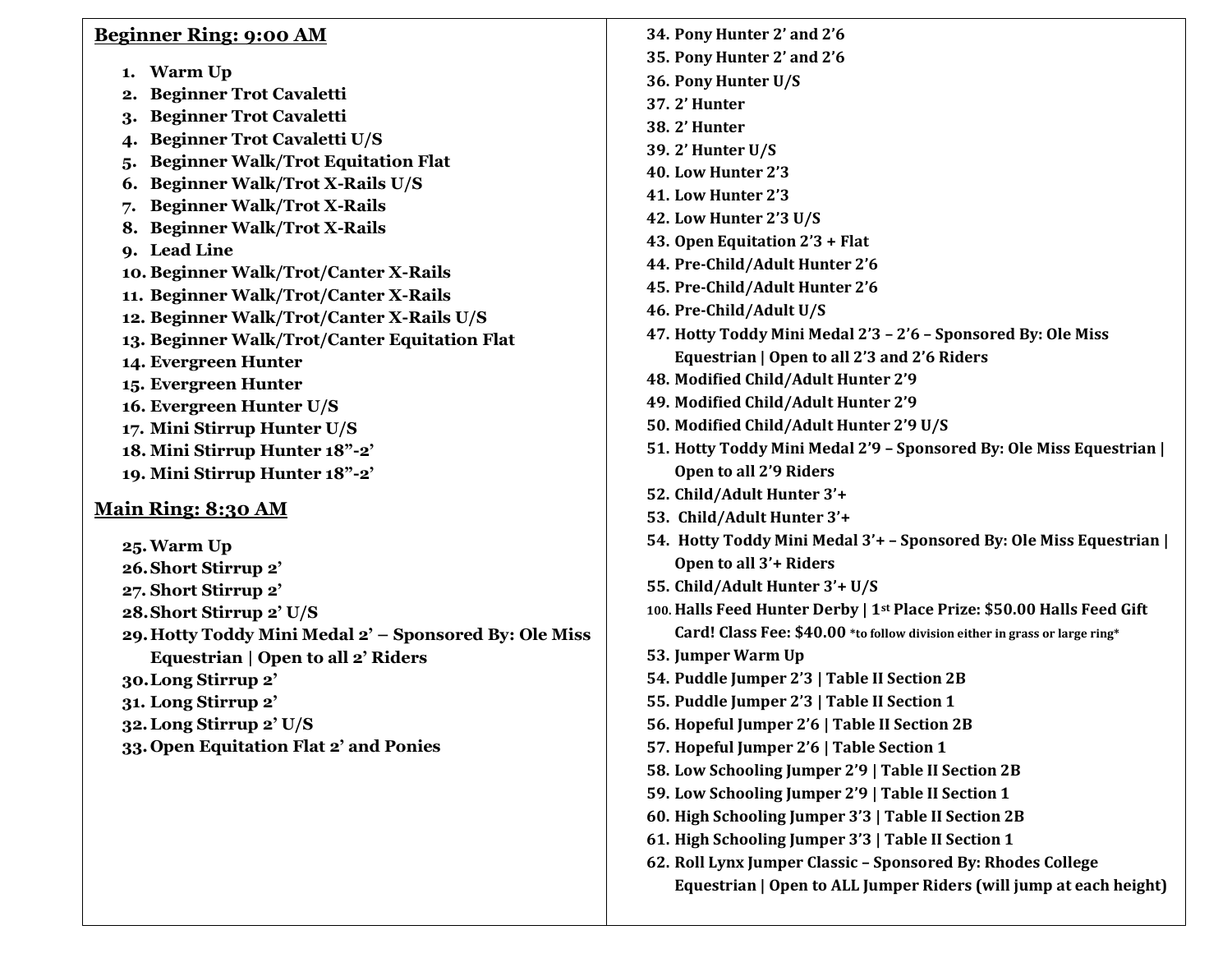## Beginner Ring: 9:00 AM

1. Warm Up
2. Beginner Trot Cavaletti
3. Beginner Trot Cavaletti
4. Beginner Trot Cavaletti U/S
5. Beginner Walk/Trot Equitation Flat
6. Beginner Walk/Trot X-Rails U/S
7. Beginner Walk/Trot X-Rails
8. Beginner Walk/Trot X-Rails
9. Lead Line
10. Beginner Walk/Trot/Canter X-Rails
11. Beginner Walk/Trot/Canter X-Rails
12. Beginner Walk/Trot/Canter X-Rails U/S
13. Beginner Walk/Trot/Canter Equitation Flat
14. Evergreen Hunter
15. Evergreen Hunter
16. Evergreen Hunter U/S
17. Mini Stirrup Hunter U/S
18. Mini Stirrup Hunter 18"-2'
19. Mini Stirrup Hunter 18"-2'

## Main Ring: 8:30 AM

25. Warm Up
26. Short Stirrup 2'
27. Short Stirrup 2'
28. Short Stirrup 2' U/S
29. Hotty Toddy Mini Medal 2' – Sponsored By: Ole Miss Equestrian | Open to all 2' Riders
30. Long Stirrup 2'
31. Long Stirrup 2'
32. Long Stirrup 2' U/S
33. Open Equitation Flat 2' and Ponies
34. Pony Hunter 2' and 2'6
35. Pony Hunter 2' and 2'6
36. Pony Hunter U/S
37. 2' Hunter
38. 2' Hunter
39. 2' Hunter U/S
40. Low Hunter 2'3
41. Low Hunter 2'3
42. Low Hunter 2'3 U/S
43. Open Equitation 2'3 + Flat
44. Pre-Child/Adult Hunter 2'6
45. Pre-Child/Adult Hunter 2'6
46. Pre-Child/Adult U/S
47. Hotty Toddy Mini Medal 2'3 – 2'6 – Sponsored By: Ole Miss Equestrian | Open to all 2'3 and 2'6 Riders
48. Modified Child/Adult Hunter 2'9
49. Modified Child/Adult Hunter 2'9
50. Modified Child/Adult Hunter 2'9 U/S
51. Hotty Toddy Mini Medal 2'9 – Sponsored By: Ole Miss Equestrian | Open to all 2'9 Riders
52. Child/Adult Hunter 3'+
53. Child/Adult Hunter 3'+
54. Hotty Toddy Mini Medal 3'+ – Sponsored By: Ole Miss Equestrian | Open to all 3'+ Riders
55. Child/Adult Hunter 3'+ U/S

100. Halls Feed Hunter Derby | 1st Place Prize: $50.00 Halls Feed Gift Card! Class Fee: $40.00 *to follow division either in grass or large ring*

53. Jumper Warm Up
54. Puddle Jumper 2'3 | Table II Section 2B
55. Puddle Jumper 2'3 | Table II Section 1
56. Hopeful Jumper 2'6 | Table II Section 2B
57. Hopeful Jumper 2'6 | Table Section 1
58. Low Schooling Jumper 2'9 | Table II Section 2B
59. Low Schooling Jumper 2'9 | Table II Section 1
60. High Schooling Jumper 3'3 | Table II Section 2B
61. High Schooling Jumper 3'3 | Table II Section 1
62. Roll Lynx Jumper Classic – Sponsored By: Rhodes College Equestrian | Open to ALL Jumper Riders (will jump at each height)